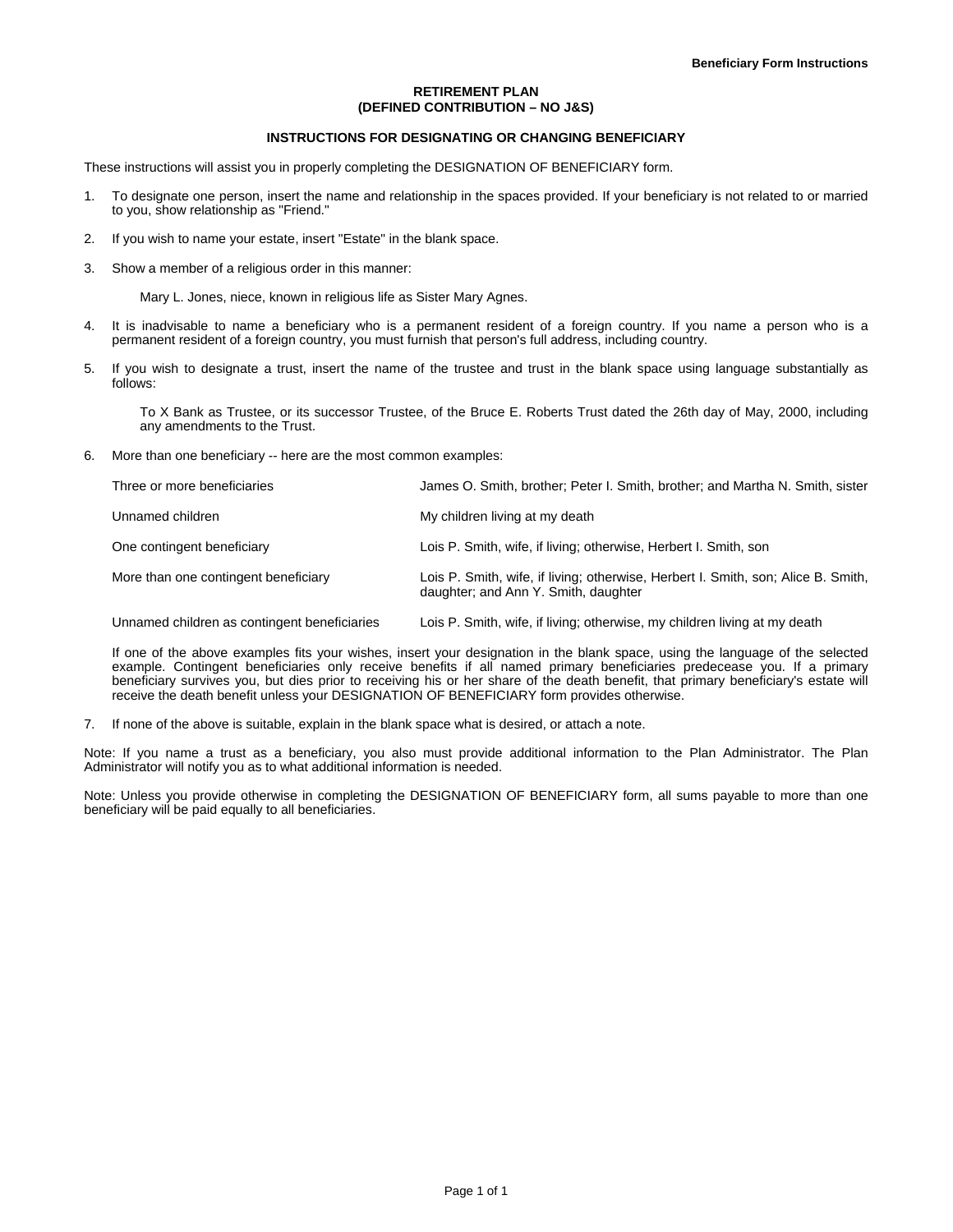**Beneficiary Form Instructions**

# RETIREMENT PLAN
# (DEFINED CONTRIBUTION – NO J&S)

## INSTRUCTIONS FOR DESIGNATING OR CHANGING BENEFICIARY

These instructions will assist you in properly completing the DESIGNATION OF BENEFICIARY form.

1. To designate one person, insert the name and relationship in the spaces provided. If your beneficiary is not related to or married to you, show relationship as "Friend."

2. If you wish to name your estate, insert "Estate" in the blank space.

3. Show a member of a religious order in this manner:

   Mary L. Jones, niece, known in religious life as Sister Mary Agnes.

4. It is inadvisable to name a beneficiary who is a permanent resident of a foreign country. If you name a person who is a permanent resident of a foreign country, you must furnish that person's full address, including country.

5. If you wish to designate a trust, insert the name of the trustee and trust in the blank space using language substantially as follows:

   To X Bank as Trustee, or its successor Trustee, of the Bruce E. Roberts Trust dated the 26th day of May, 2000, including any amendments to the Trust.

6. More than one beneficiary -- here are the most common examples:

   | | |
   |---|---|
   | Three or more beneficiaries | James O. Smith, brother; Peter I. Smith, brother; and Martha N. Smith, sister |
   | Unnamed children | My children living at my death |
   | One contingent beneficiary | Lois P. Smith, wife, if living; otherwise, Herbert I. Smith, son |
   | More than one contingent beneficiary | Lois P. Smith, wife, if living; otherwise, Herbert I. Smith, son; Alice B. Smith, daughter; and Ann Y. Smith, daughter |
   | Unnamed children as contingent beneficiaries | Lois P. Smith, wife, if living; otherwise, my children living at my death |

   If one of the above examples fits your wishes, insert your designation in the blank space, using the language of the selected example. Contingent beneficiaries only receive benefits if all named primary beneficiaries predecease you. If a primary beneficiary survives you, but dies prior to receiving his or her share of the death benefit, that primary beneficiary's estate will receive the death benefit unless your DESIGNATION OF BENEFICIARY form provides otherwise.

7. If none of the above is suitable, explain in the blank space what is desired, or attach a note.

Note: If you name a trust as a beneficiary, you also must provide additional information to the Plan Administrator. The Plan Administrator will notify you as to what additional information is needed.

Note: Unless you provide otherwise in completing the DESIGNATION OF BENEFICIARY form, all sums payable to more than one beneficiary will be paid equally to all beneficiaries.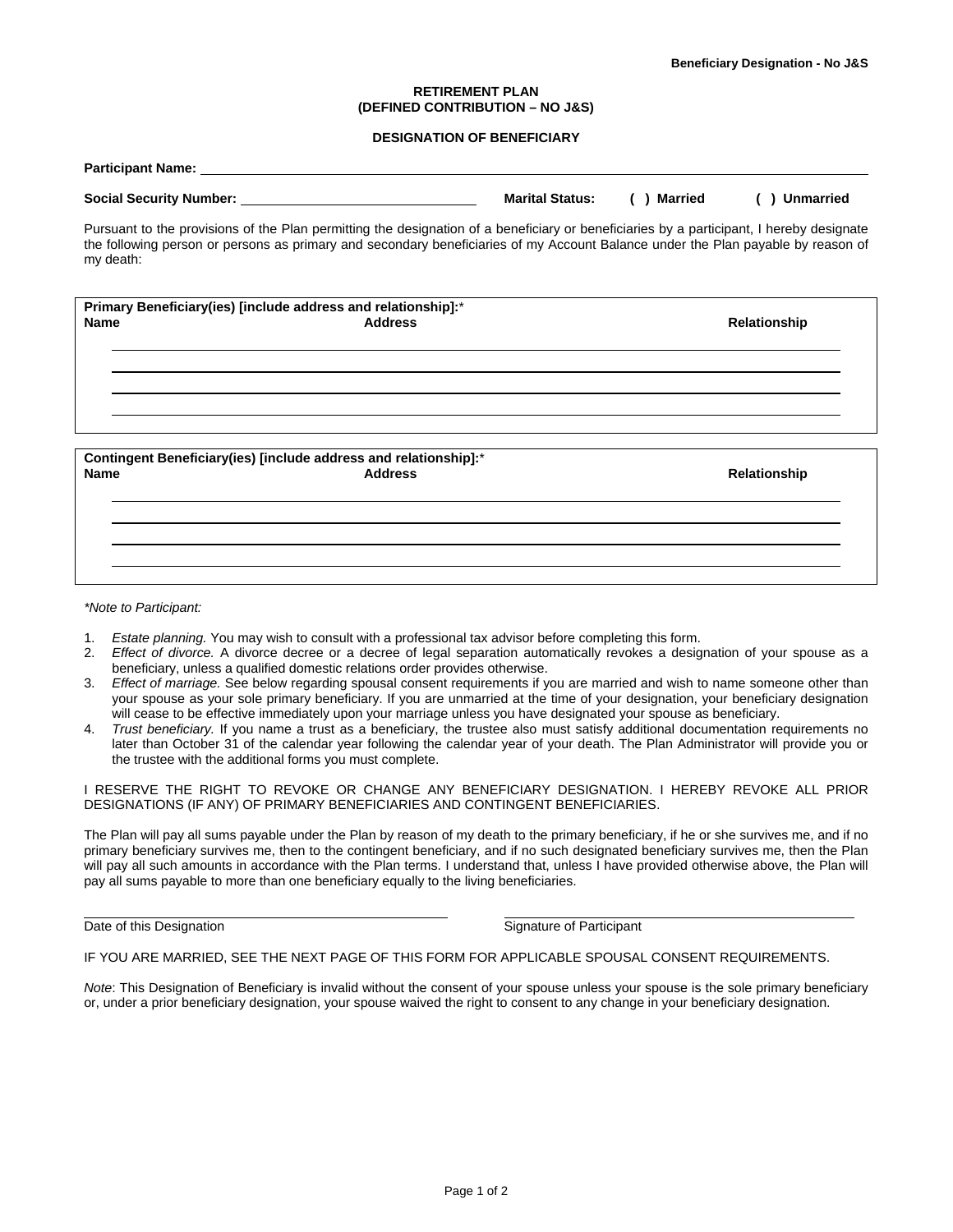**RETIREMENT PLAN**
**(DEFINED CONTRIBUTION – NO J&S)**

**DESIGNATION OF BENEFICIARY**

**Participant Name:** ______________________________________________

**Social Security Number:** ____________________ **Marital Status:** **( ) Married** **( ) Unmarried**

Pursuant to the provisions of the Plan permitting the designation of a beneficiary or beneficiaries by a participant, I hereby designate the following person or persons as primary and secondary beneficiaries of my Account Balance under the Plan payable by reason of my death:

**Primary Beneficiary(ies) [include address and relationship]:***

| Name | Address | Relationship |
|---|---|---|
| | | |
| | | |
| | | |
| | | |

**Contingent Beneficiary(ies) [include address and relationship]:***

| Name | Address | Relationship |
|---|---|---|
| | | |
| | | |
| | | |
| | | |

*\*Note to Participant:*

1. *Estate planning.* You may wish to consult with a professional tax advisor before completing this form.
2. *Effect of divorce.* A divorce decree or a decree of legal separation automatically revokes a designation of your spouse as a beneficiary, unless a qualified domestic relations order provides otherwise.
3. *Effect of marriage.* See below regarding spousal consent requirements if you are married and wish to name someone other than your spouse as your sole primary beneficiary. If you are unmarried at the time of your designation, your beneficiary designation will cease to be effective immediately upon your marriage unless you have designated your spouse as beneficiary.
4. *Trust beneficiary.* If you name a trust as a beneficiary, the trustee also must satisfy additional documentation requirements no later than October 31 of the calendar year following the calendar year of your death. The Plan Administrator will provide you or the trustee with the additional forms you must complete.

I RESERVE THE RIGHT TO REVOKE OR CHANGE ANY BENEFICIARY DESIGNATION. I HEREBY REVOKE ALL PRIOR DESIGNATIONS (IF ANY) OF PRIMARY BENEFICIARIES AND CONTINGENT BENEFICIARIES.

The Plan will pay all sums payable under the Plan by reason of my death to the primary beneficiary, if he or she survives me, and if no primary beneficiary survives me, then to the contingent beneficiary, and if no such designated beneficiary survives me, then the Plan will pay all such amounts in accordance with the Plan terms. I understand that, unless I have provided otherwise above, the Plan will pay all sums payable to more than one beneficiary equally to the living beneficiaries.

______________________________ ______________________________
Date of this Designation Signature of Participant

IF YOU ARE MARRIED, SEE THE NEXT PAGE OF THIS FORM FOR APPLICABLE SPOUSAL CONSENT REQUIREMENTS.

*Note*: This Designation of Beneficiary is invalid without the consent of your spouse unless your spouse is the sole primary beneficiary or, under a prior beneficiary designation, your spouse waived the right to consent to any change in your beneficiary designation.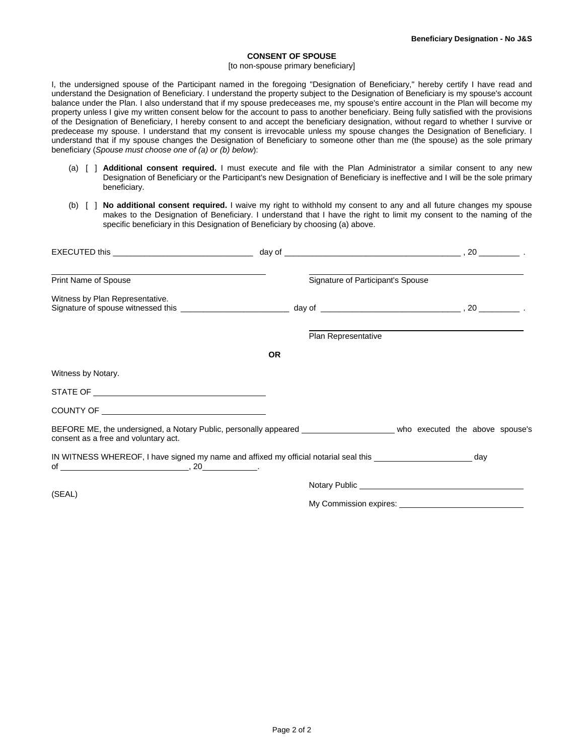# CONSENT OF SPOUSE

[to non-spouse primary beneficiary]

I, the undersigned spouse of the Participant named in the foregoing "Designation of Beneficiary," hereby certify I have read and understand the Designation of Beneficiary. I understand the property subject to the Designation of Beneficiary is my spouse's account balance under the Plan. I also understand that if my spouse predeceases me, my spouse's entire account in the Plan will become my property unless I give my written consent below for the account to pass to another beneficiary. Being fully satisfied with the provisions of the Designation of Beneficiary, I hereby consent to and accept the beneficiary designation, without regard to whether I survive or predecease my spouse. I understand that my consent is irrevocable unless my spouse changes the Designation of Beneficiary. I understand that if my spouse changes the Designation of Beneficiary to someone other than me (the spouse) as the sole primary beneficiary (*Spouse must choose one of (a) or (b) below*):

(a) [ ] **Additional consent required.** I must execute and file with the Plan Administrator a similar consent to any new Designation of Beneficiary or the Participant's new Designation of Beneficiary is ineffective and I will be the sole primary beneficiary.

(b) [ ] **No additional consent required.** I waive my right to withhold my consent to any and all future changes my spouse makes to the Designation of Beneficiary. I understand that I have the right to limit my consent to the naming of the specific beneficiary in this Designation of Beneficiary by choosing (a) above.

EXECUTED this ______________________________ day of ______________________________________ , 20 _________ .

_____________________________________ 　　　　_____________________________________

Print Name of Spouse 　　　　Signature of Participant's Spouse

Witness by Plan Representative.
Signature of spouse witnessed this ________________________ day of ______________________________ , 20 _________ .

_____________________________________

Plan Representative

**OR**

Witness by Notary.

STATE OF _____________________________________

COUNTY OF _____________________________________

BEFORE ME, the undersigned, a Notary Public, personally appeared ____________________ who executed the above spouse's consent as a free and voluntary act.

IN WITNESS WHEREOF, I have signed my name and affixed my official notarial seal this _____________________ day of ____________________________, 20____________.

(SEAL)

Notary Public _____________________________________

My Commission expires: ____________________________